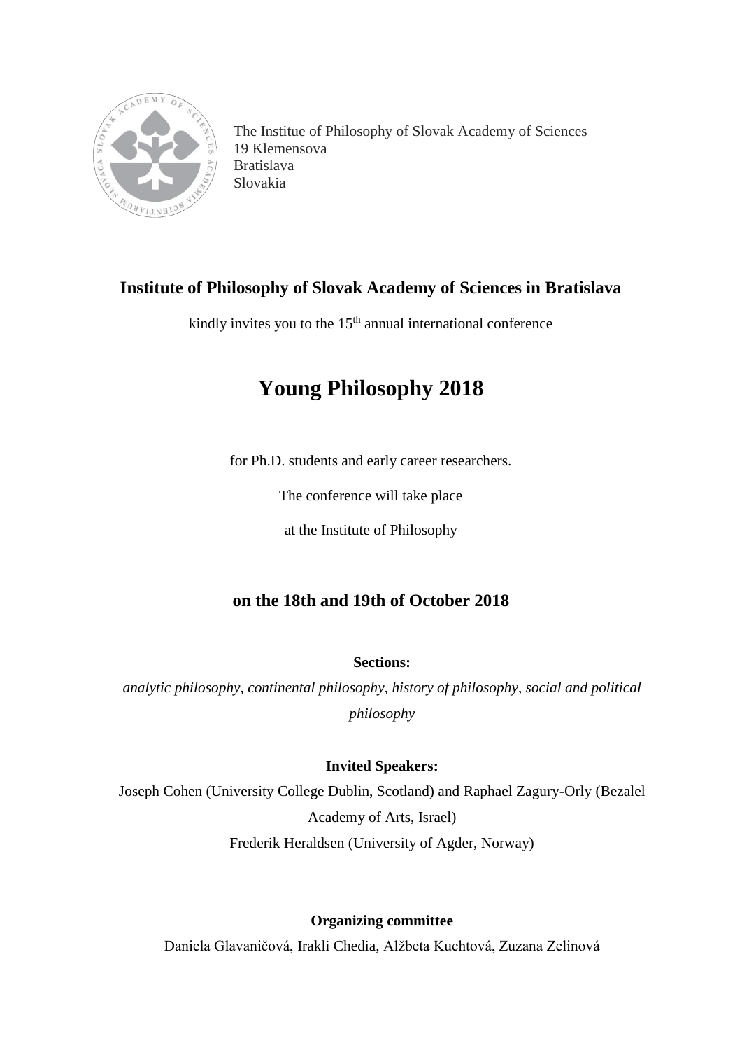The Institue of Philosophy of Slovak Academy of Sciences
19 Klemensova
Bratislava
Slovakia

**Institute of Philosophy of Slovak Academy of Sciences in Bratislava**

kindly invites you to the 15th annual international conference

# Young Philosophy 2018

for Ph.D. students and early career researchers.

The conference will take place

at the Institute of Philosophy

**on the 18th and 19th of October 2018**

**Sections:**

*analytic philosophy*, *continental philosophy*, *history of philosophy*, *social and political philosophy*

**Invited Speakers:**

Joseph Cohen (University College Dublin, Scotland) and Raphael Zagury-Orly (Bezalel Academy of Arts, Israel)

Frederik Heraldsen (University of Agder, Norway)

**Organizing committee**

Daniela Glavaničová, Irakli Chedia, Alžbeta Kuchtová, Zuzana Zelinová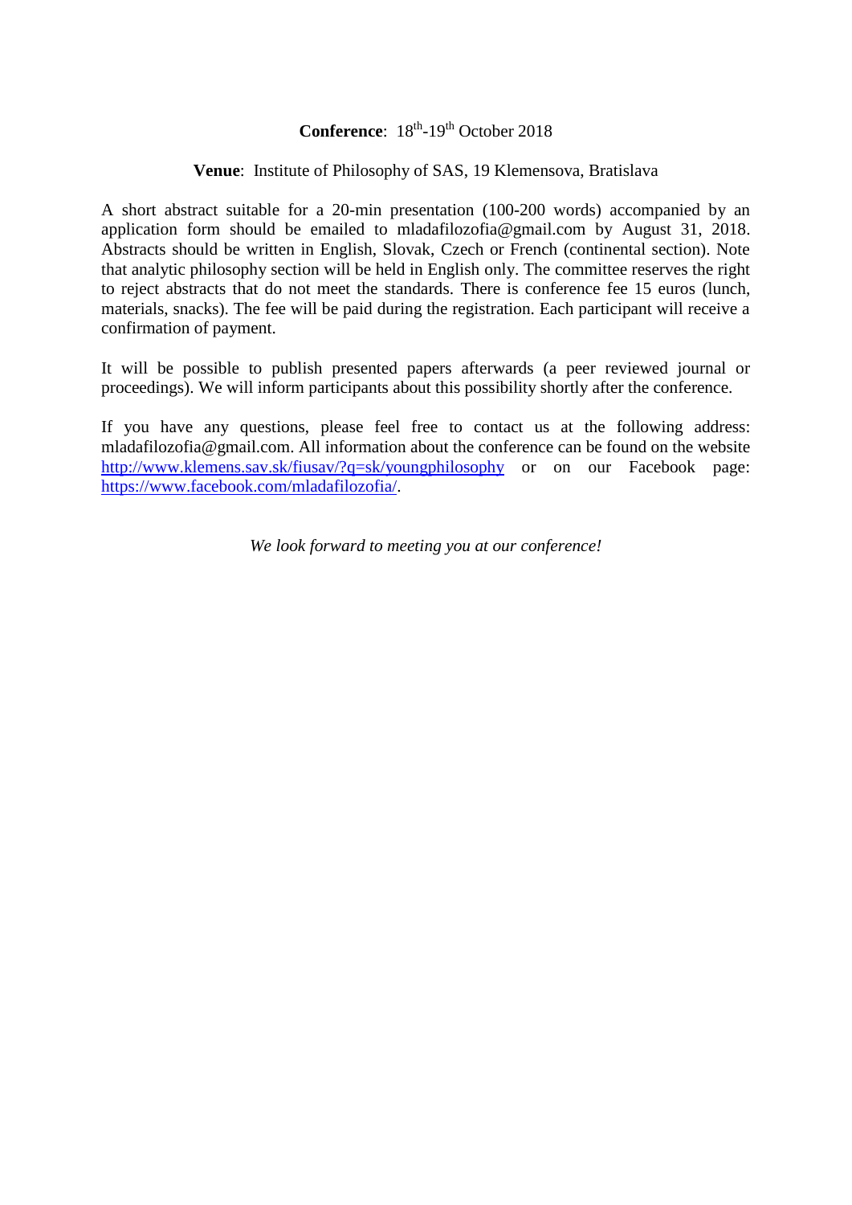**Conference**: 18th-19th October 2018

**Venue**: Institute of Philosophy of SAS, 19 Klemensova, Bratislava

A short abstract suitable for a 20-min presentation (100-200 words) accompanied by an application form should be emailed to mladafilozofia@gmail.com by August 31, 2018. Abstracts should be written in English, Slovak, Czech or French (continental section). Note that analytic philosophy section will be held in English only. The committee reserves the right to reject abstracts that do not meet the standards. There is conference fee 15 euros (lunch, materials, snacks). The fee will be paid during the registration. Each participant will receive a confirmation of payment.

It will be possible to publish presented papers afterwards (a peer reviewed journal or proceedings). We will inform participants about this possibility shortly after the conference.

If you have any questions, please feel free to contact us at the following address: mladafilozofia@gmail.com. All information about the conference can be found on the website [http://www.klemens.sav.sk/fiusav/?q=sk/youngphilosophy](http://www.klemens.sav.sk/fiusav/?q=sk/youngphilosophy) or on our Facebook page: [https://www.facebook.com/mladafilozofia/](https://www.facebook.com/mladafilozofia/).

*We look forward to meeting you at our conference!*